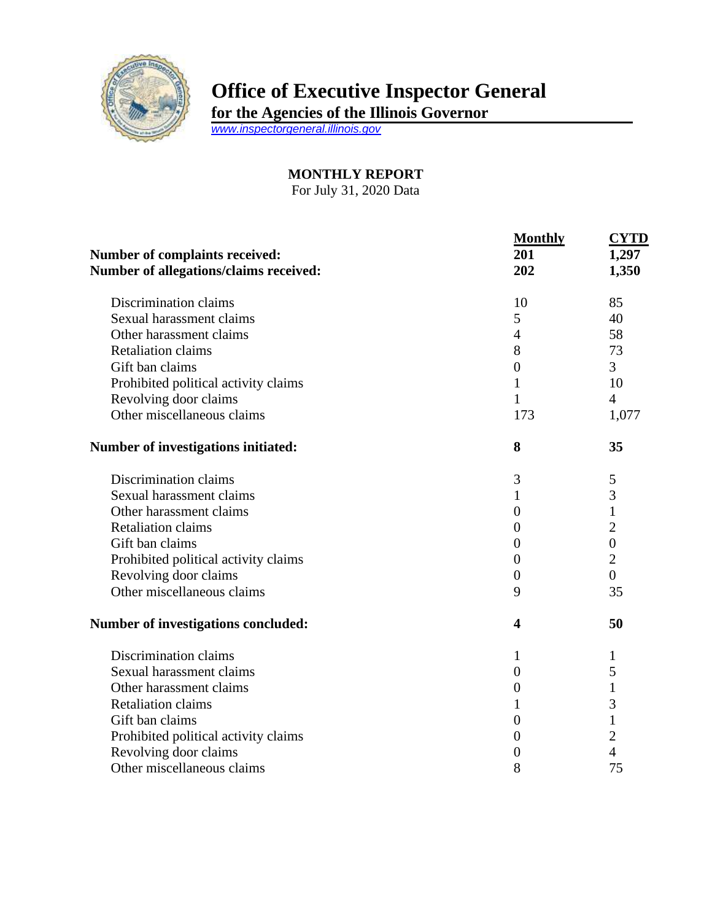# Office of Executive Inspector General

**for the Agencies of the Illinois Governor**

www.inspectorgeneral.illinois.gov

**MONTHLY REPORT**

For July 31, 2020 Data

| | Monthly | CYTD |
|---|---|---|
| **Number of complaints received:** | **201** | **1,297** |
| **Number of allegations/claims received:** | **202** | **1,350** |
| Discrimination claims | 10 | 85 |
| Sexual harassment claims | 5 | 40 |
| Other harassment claims | 4 | 58 |
| Retaliation claims | 8 | 73 |
| Gift ban claims | 0 | 3 |
| Prohibited political activity claims | 1 | 10 |
| Revolving door claims | 1 | 4 |
| Other miscellaneous claims | 173 | 1,077 |
| **Number of investigations initiated:** | **8** | **35** |
| Discrimination claims | 3 | 5 |
| Sexual harassment claims | 1 | 3 |
| Other harassment claims | 0 | 1 |
| Retaliation claims | 0 | 2 |
| Gift ban claims | 0 | 0 |
| Prohibited political activity claims | 0 | 2 |
| Revolving door claims | 0 | 0 |
| Other miscellaneous claims | 9 | 35 |
| **Number of investigations concluded:** | **4** | **50** |
| Discrimination claims | 1 | 1 |
| Sexual harassment claims | 0 | 5 |
| Other harassment claims | 0 | 1 |
| Retaliation claims | 1 | 3 |
| Gift ban claims | 0 | 1 |
| Prohibited political activity claims | 0 | 2 |
| Revolving door claims | 0 | 4 |
| Other miscellaneous claims | 8 | 75 |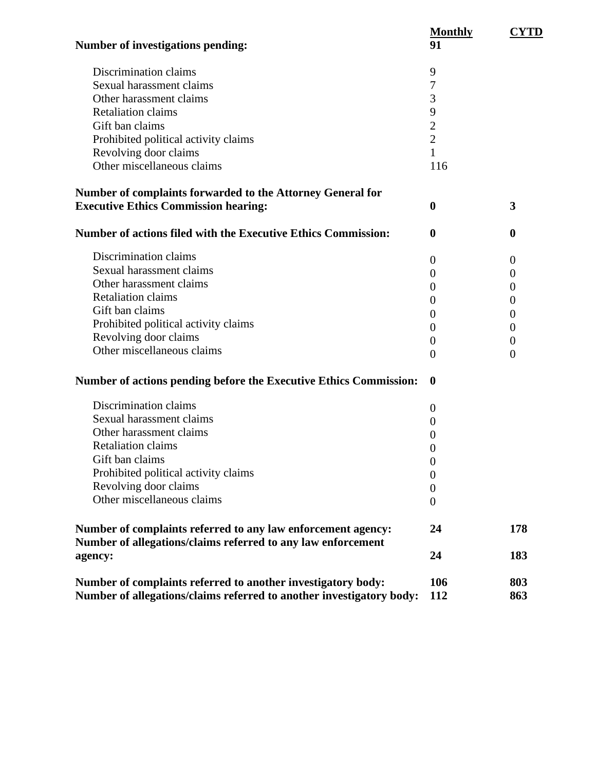| | Monthly | CYTD |
|---|---|---|
| **Number of investigations pending:** | **91** | |
| Discrimination claims | 9 | |
| Sexual harassment claims | 7 | |
| Other harassment claims | 3 | |
| Retaliation claims | 9 | |
| Gift ban claims | 2 | |
| Prohibited political activity claims | 2 | |
| Revolving door claims | 1 | |
| Other miscellaneous claims | 116 | |
| **Number of complaints forwarded to the Attorney General for Executive Ethics Commission hearing:** | **0** | **3** |
| **Number of actions filed with the Executive Ethics Commission:** | **0** | **0** |
| Discrimination claims | 0 | 0 |
| Sexual harassment claims | 0 | 0 |
| Other harassment claims | 0 | 0 |
| Retaliation claims | 0 | 0 |
| Gift ban claims | 0 | 0 |
| Prohibited political activity claims | 0 | 0 |
| Revolving door claims | 0 | 0 |
| Other miscellaneous claims | 0 | 0 |
| **Number of actions pending before the Executive Ethics Commission:** | **0** | |
| Discrimination claims | 0 | |
| Sexual harassment claims | 0 | |
| Other harassment claims | 0 | |
| Retaliation claims | 0 | |
| Gift ban claims | 0 | |
| Prohibited political activity claims | 0 | |
| Revolving door claims | 0 | |
| Other miscellaneous claims | 0 | |
| **Number of complaints referred to any law enforcement agency:** | **24** | **178** |
| **Number of allegations/claims referred to any law enforcement agency:** | **24** | **183** |
| **Number of complaints referred to another investigatory body:** | **106** | **803** |
| **Number of allegations/claims referred to another investigatory body:** | **112** | **863** |